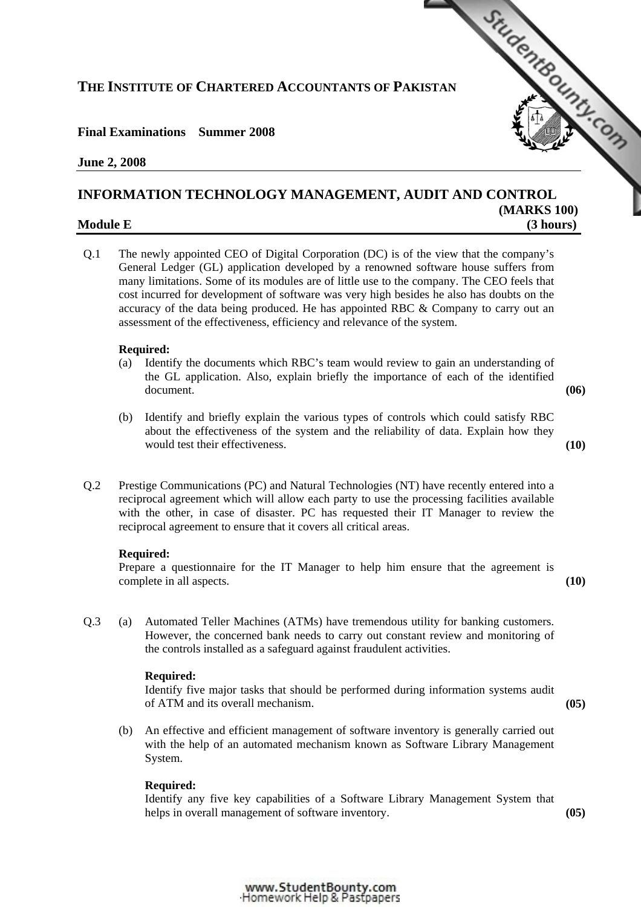# THE INSTITUTE OF CHARTERED ACCOUNTANTS OF PAKISTAN

**Final Examinations Summer 2008**

**June 2, 2008**

## INFORMATION TECHNOLOGY MANAGEMENT, AUDIT AND CONTROL

**(MARKS 100)**

**Module E** **(3 hours)**

---

**Q.1** The newly appointed CEO of Digital Corporation (DC) is of the view that the company's General Ledger (GL) application developed by a renowned software house suffers from many limitations. Some of its modules are of little use to the company. The CEO feels that cost incurred for development of software was very high besides he also has doubts on the accuracy of the data being produced. He has appointed RBC & Company to carry out an assessment of the effectiveness, efficiency and relevance of the system.

**Required:**

(a) Identify the documents which RBC's team would review to gain an understanding of the GL application. Also, explain briefly the importance of each of the identified document. **(06)**

(b) Identify and briefly explain the various types of controls which could satisfy RBC about the effectiveness of the system and the reliability of data. Explain how they would test their effectiveness. **(10)**

**Q.2** Prestige Communications (PC) and Natural Technologies (NT) have recently entered into a reciprocal agreement which will allow each party to use the processing facilities available with the other, in case of disaster. PC has requested their IT Manager to review the reciprocal agreement to ensure that it covers all critical areas.

**Required:**

Prepare a questionnaire for the IT Manager to help him ensure that the agreement is complete in all aspects. **(10)**

**Q.3** (a) Automated Teller Machines (ATMs) have tremendous utility for banking customers. However, the concerned bank needs to carry out constant review and monitoring of the controls installed as a safeguard against fraudulent activities.

**Required:**

Identify five major tasks that should be performed during information systems audit of ATM and its overall mechanism. **(05)**

(b) An effective and efficient management of software inventory is generally carried out with the help of an automated mechanism known as Software Library Management System.

**Required:**

Identify any five key capabilities of a Software Library Management System that helps in overall management of software inventory. **(05)**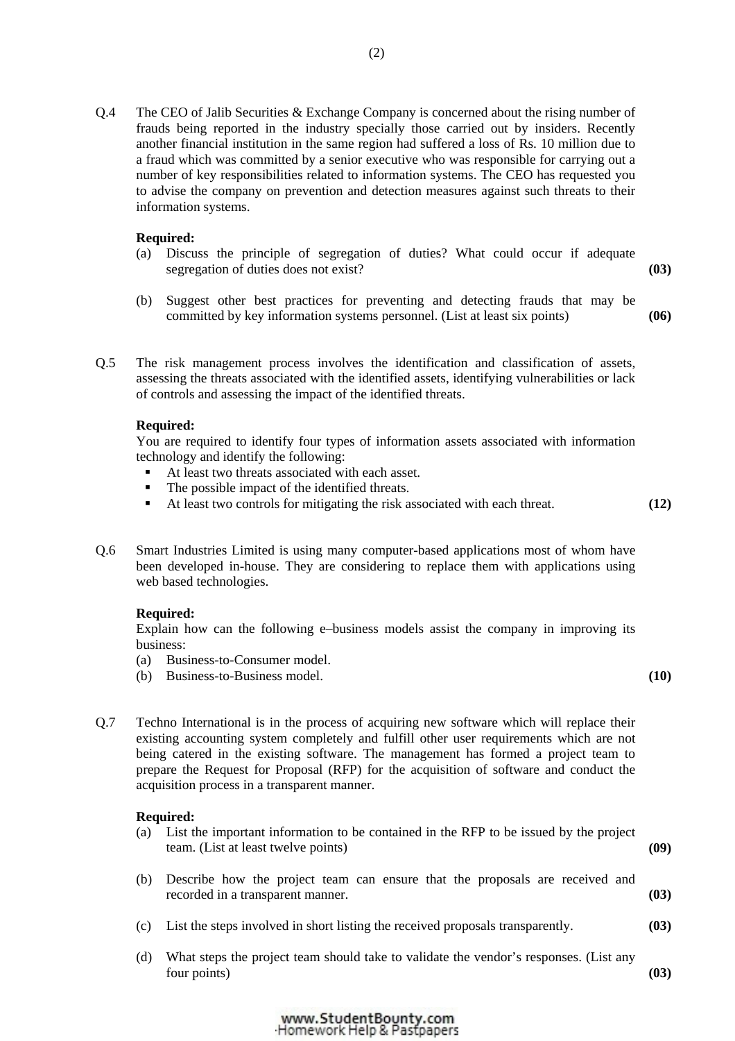Q.4 The CEO of Jalib Securities & Exchange Company is concerned about the rising number of frauds being reported in the industry specially those carried out by insiders. Recently another financial institution in the same region had suffered a loss of Rs. 10 million due to a fraud which was committed by a senior executive who was responsible for carrying out a number of key responsibilities related to information systems. The CEO has requested you to advise the company on prevention and detection measures against such threats to their information systems.

**Required:**

(a) Discuss the principle of segregation of duties? What could occur if adequate segregation of duties does not exist? **(03)**

(b) Suggest other best practices for preventing and detecting frauds that may be committed by key information systems personnel. (List at least six points) **(06)**

Q.5 The risk management process involves the identification and classification of assets, assessing the threats associated with the identified assets, identifying vulnerabilities or lack of controls and assessing the impact of the identified threats.

**Required:**

You are required to identify four types of information assets associated with information technology and identify the following:

- At least two threats associated with each asset.
- The possible impact of the identified threats.
- At least two controls for mitigating the risk associated with each threat. **(12)**

Q.6 Smart Industries Limited is using many computer-based applications most of whom have been developed in-house. They are considering to replace them with applications using web based technologies.

**Required:**

Explain how can the following e–business models assist the company in improving its business:

(a) Business-to-Consumer model.

(b) Business-to-Business model. **(10)**

Q.7 Techno International is in the process of acquiring new software which will replace their existing accounting system completely and fulfill other user requirements which are not being catered in the existing software. The management has formed a project team to prepare the Request for Proposal (RFP) for the acquisition of software and conduct the acquisition process in a transparent manner.

**Required:**

(a) List the important information to be contained in the RFP to be issued by the project team. (List at least twelve points) **(09)**

(b) Describe how the project team can ensure that the proposals are received and recorded in a transparent manner. **(03)**

(c) List the steps involved in short listing the received proposals transparently. **(03)**

(d) What steps the project team should take to validate the vendor's responses. (List any four points) **(03)**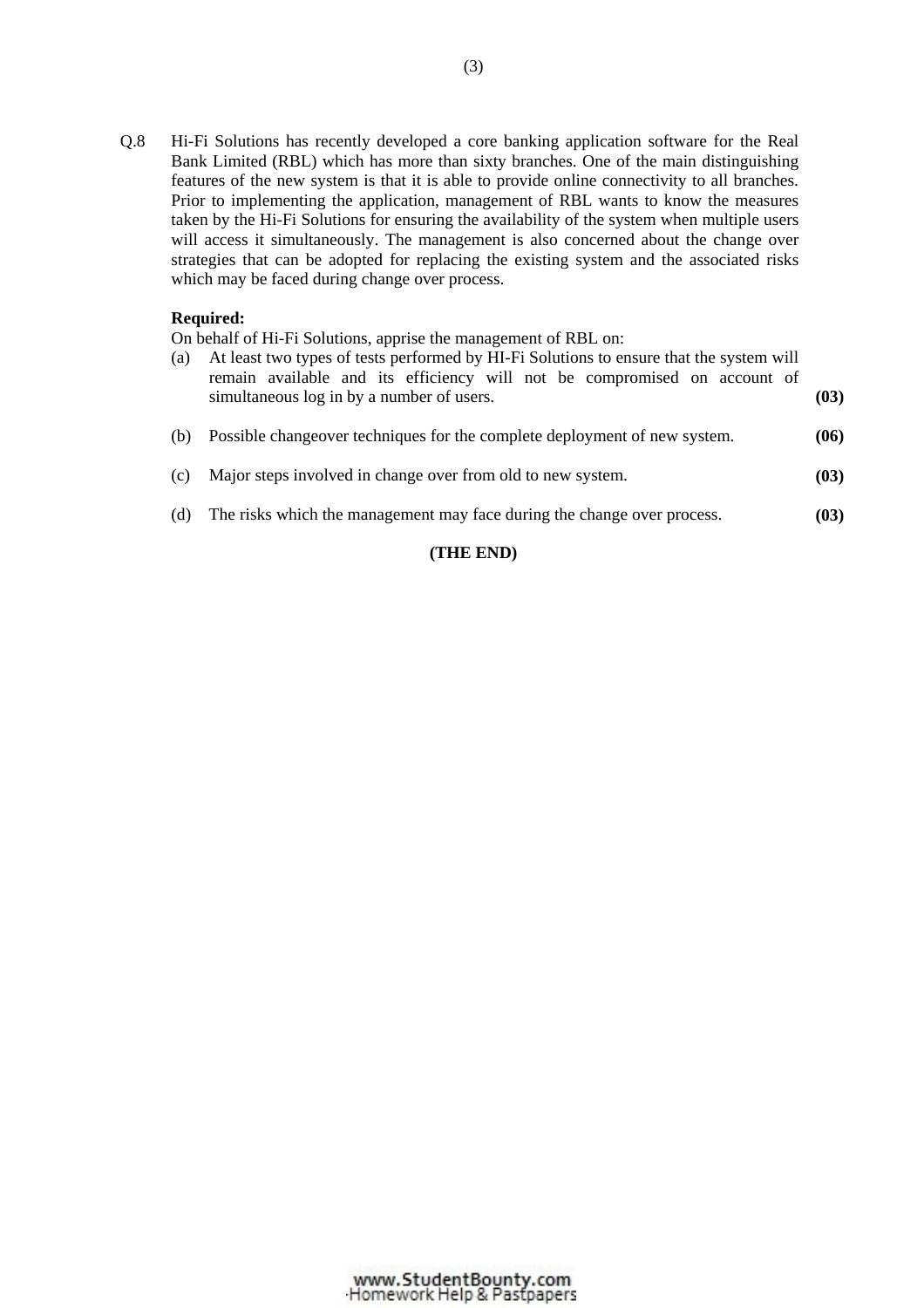Q.8 Hi-Fi Solutions has recently developed a core banking application software for the Real Bank Limited (RBL) which has more than sixty branches. One of the main distinguishing features of the new system is that it is able to provide online connectivity to all branches. Prior to implementing the application, management of RBL wants to know the measures taken by the Hi-Fi Solutions for ensuring the availability of the system when multiple users will access it simultaneously. The management is also concerned about the change over strategies that can be adopted for replacing the existing system and the associated risks which may be faced during change over process.

**Required:**

On behalf of Hi-Fi Solutions, apprise the management of RBL on:

(a) At least two types of tests performed by HI-Fi Solutions to ensure that the system will remain available and its efficiency will not be compromised on account of simultaneous log in by a number of users. **(03)**

(b) Possible changeover techniques for the complete deployment of new system. **(06)**

(c) Major steps involved in change over from old to new system. **(03)**

(d) The risks which the management may face during the change over process. **(03)**

**(THE END)**